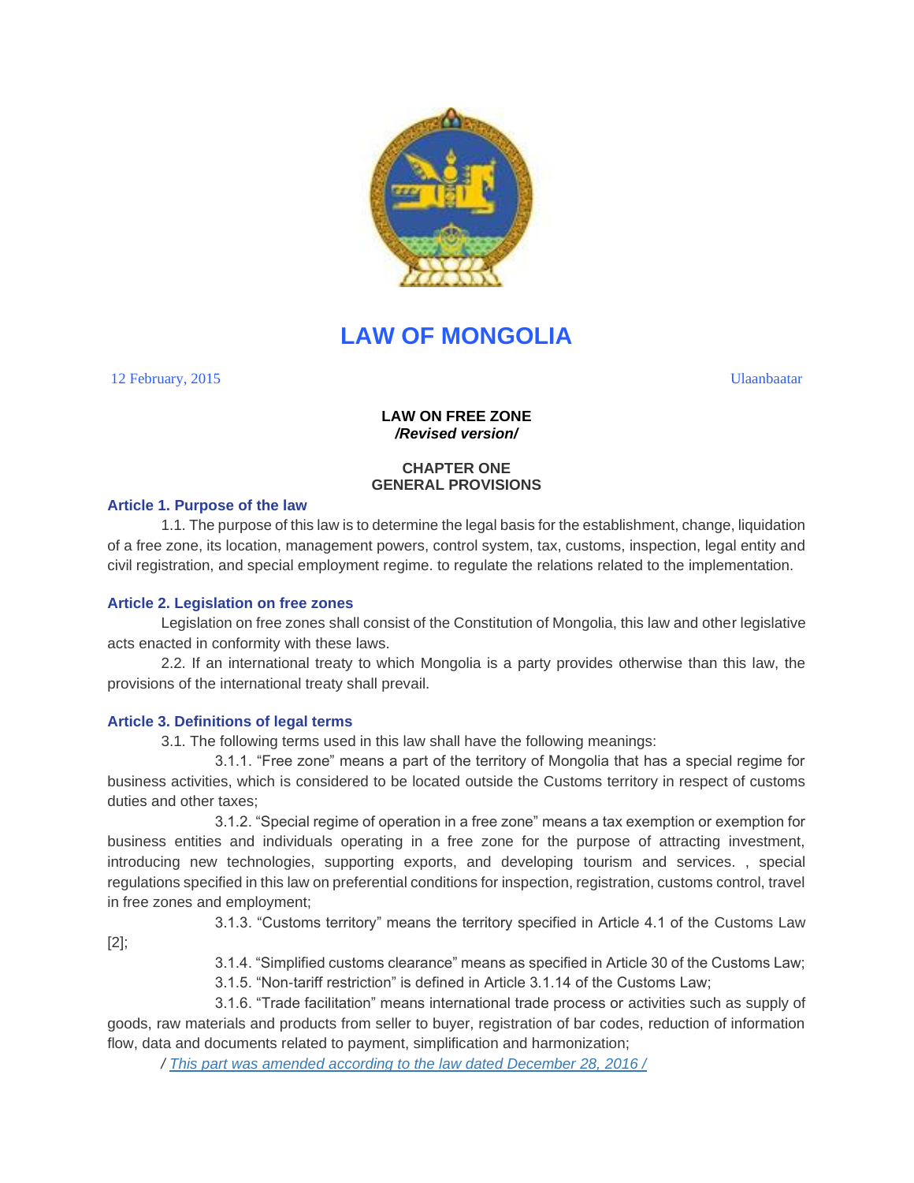# LAW OF MONGOLIA

12 February, 2015 Ulaanbaatar

**LAW ON FREE ZONE**
***/Revised version/***

## CHAPTER ONE
## GENERAL PROVISIONS

### Article 1. Purpose of the law

1.1. The purpose of this law is to determine the legal basis for the establishment, change, liquidation of a free zone, its location, management powers, control system, tax, customs, inspection, legal entity and civil registration, and special employment regime. to regulate the relations related to the implementation.

### Article 2. Legislation on free zones

Legislation on free zones shall consist of the Constitution of Mongolia, this law and other legislative acts enacted in conformity with these laws.

2.2. If an international treaty to which Mongolia is a party provides otherwise than this law, the provisions of the international treaty shall prevail.

### Article 3. Definitions of legal terms

3.1. The following terms used in this law shall have the following meanings:

3.1.1. “Free zone” means a part of the territory of Mongolia that has a special regime for business activities, which is considered to be located outside the Customs territory in respect of customs duties and other taxes;

3.1.2. “Special regime of operation in a free zone” means a tax exemption or exemption for business entities and individuals operating in a free zone for the purpose of attracting investment, introducing new technologies, supporting exports, and developing tourism and services. , special regulations specified in this law on preferential conditions for inspection, registration, customs control, travel in free zones and employment;

3.1.3. “Customs territory” means the territory specified in Article 4.1 of the Customs Law [2];

3.1.4. “Simplified customs clearance” means as specified in Article 30 of the Customs Law;

3.1.5. “Non-tariff restriction” is defined in Article 3.1.14 of the Customs Law;

3.1.6. “Trade facilitation” means international trade process or activities such as supply of goods, raw materials and products from seller to buyer, registration of bar codes, reduction of information flow, data and documents related to payment, simplification and harmonization;

*/ This part was amended according to the law dated December 28, 2016 /*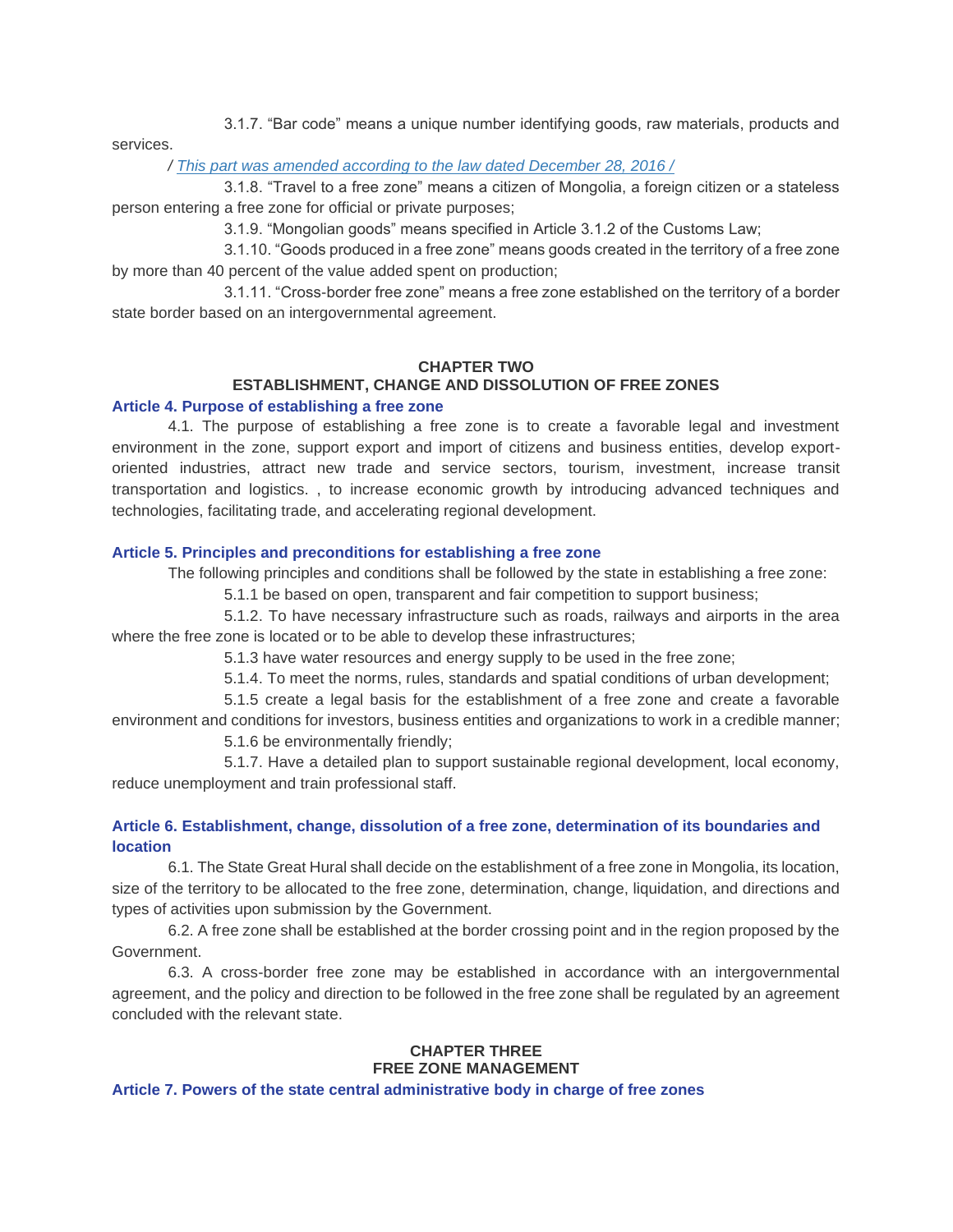3.1.7. “Bar code” means a unique number identifying goods, raw materials, products and services.

*/ This part was amended according to the law dated December 28, 2016 /*

3.1.8. “Travel to a free zone” means a citizen of Mongolia, a foreign citizen or a stateless person entering a free zone for official or private purposes;

3.1.9. “Mongolian goods” means specified in Article 3.1.2 of the Customs Law;

3.1.10. “Goods produced in a free zone” means goods created in the territory of a free zone by more than 40 percent of the value added spent on production;

3.1.11. “Cross-border free zone” means a free zone established on the territory of a border state border based on an intergovernmental agreement.

## CHAPTER TWO
## ESTABLISHMENT, CHANGE AND DISSOLUTION OF FREE ZONES

### Article 4. Purpose of establishing a free zone

4.1. The purpose of establishing a free zone is to create a favorable legal and investment environment in the zone, support export and import of citizens and business entities, develop export-oriented industries, attract new trade and service sectors, tourism, investment, increase transit transportation and logistics. , to increase economic growth by introducing advanced techniques and technologies, facilitating trade, and accelerating regional development.

### Article 5. Principles and preconditions for establishing a free zone

The following principles and conditions shall be followed by the state in establishing a free zone:

5.1.1 be based on open, transparent and fair competition to support business;

5.1.2. To have necessary infrastructure such as roads, railways and airports in the area where the free zone is located or to be able to develop these infrastructures;

5.1.3 have water resources and energy supply to be used in the free zone;

5.1.4. To meet the norms, rules, standards and spatial conditions of urban development;

5.1.5 create a legal basis for the establishment of a free zone and create a favorable environment and conditions for investors, business entities and organizations to work in a credible manner;

5.1.6 be environmentally friendly;

5.1.7. Have a detailed plan to support sustainable regional development, local economy, reduce unemployment and train professional staff.

### Article 6. Establishment, change, dissolution of a free zone, determination of its boundaries and location

6.1. The State Great Hural shall decide on the establishment of a free zone in Mongolia, its location, size of the territory to be allocated to the free zone, determination, change, liquidation, and directions and types of activities upon submission by the Government.

6.2. A free zone shall be established at the border crossing point and in the region proposed by the Government.

6.3. A cross-border free zone may be established in accordance with an intergovernmental agreement, and the policy and direction to be followed in the free zone shall be regulated by an agreement concluded with the relevant state.

## CHAPTER THREE
## FREE ZONE MANAGEMENT

### Article 7. Powers of the state central administrative body in charge of free zones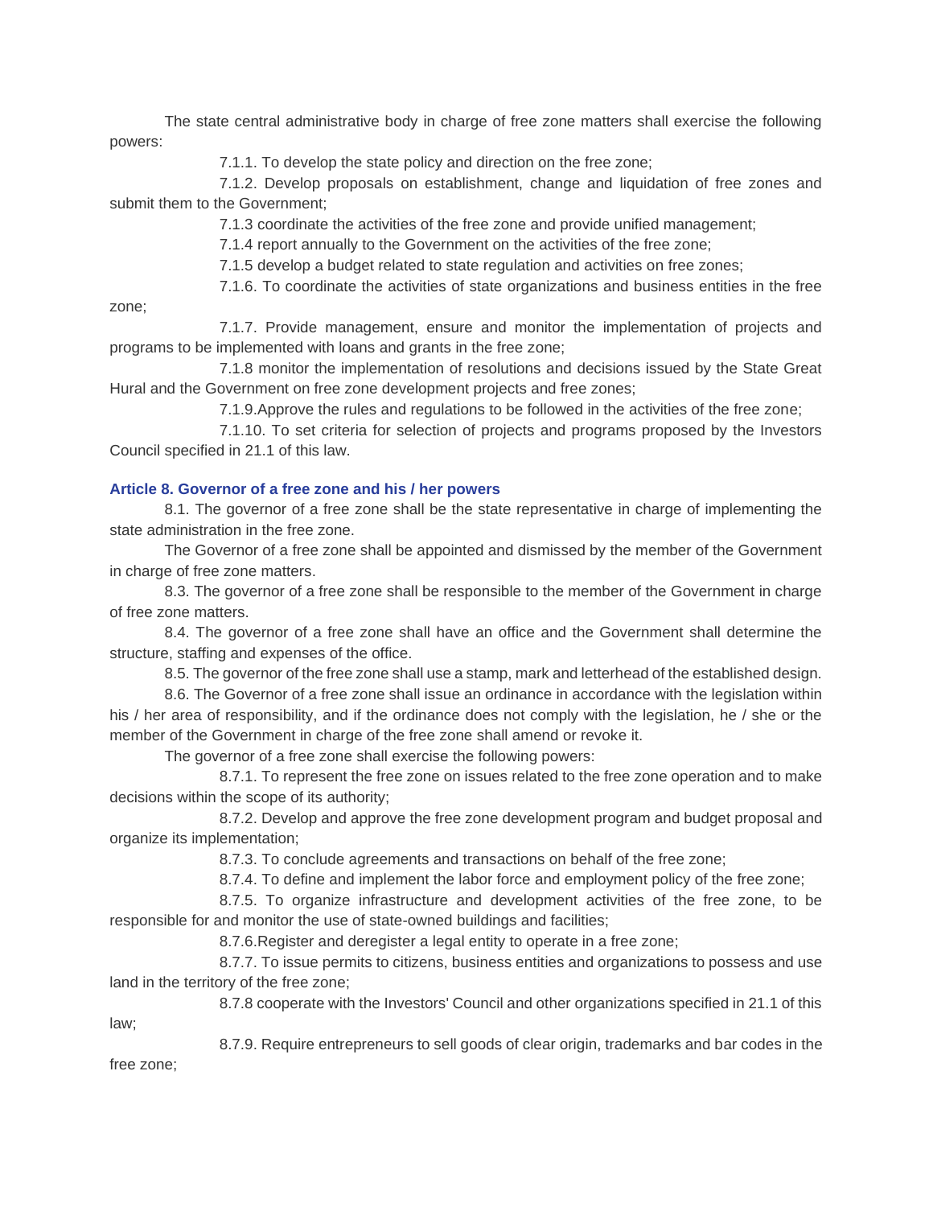The state central administrative body in charge of free zone matters shall exercise the following powers:

7.1.1. To develop the state policy and direction on the free zone;

7.1.2. Develop proposals on establishment, change and liquidation of free zones and submit them to the Government;

7.1.3 coordinate the activities of the free zone and provide unified management;

7.1.4 report annually to the Government on the activities of the free zone;

7.1.5 develop a budget related to state regulation and activities on free zones;

7.1.6. To coordinate the activities of state organizations and business entities in the free zone;

7.1.7. Provide management, ensure and monitor the implementation of projects and programs to be implemented with loans and grants in the free zone;

7.1.8 monitor the implementation of resolutions and decisions issued by the State Great Hural and the Government on free zone development projects and free zones;

7.1.9.Approve the rules and regulations to be followed in the activities of the free zone;

7.1.10. To set criteria for selection of projects and programs proposed by the Investors Council specified in 21.1 of this law.

### Article 8. Governor of a free zone and his / her powers

8.1. The governor of a free zone shall be the state representative in charge of implementing the state administration in the free zone.

The Governor of a free zone shall be appointed and dismissed by the member of the Government in charge of free zone matters.

8.3. The governor of a free zone shall be responsible to the member of the Government in charge of free zone matters.

8.4. The governor of a free zone shall have an office and the Government shall determine the structure, staffing and expenses of the office.

8.5. The governor of the free zone shall use a stamp, mark and letterhead of the established design.

8.6. The Governor of a free zone shall issue an ordinance in accordance with the legislation within his / her area of responsibility, and if the ordinance does not comply with the legislation, he / she or the member of the Government in charge of the free zone shall amend or revoke it.

The governor of a free zone shall exercise the following powers:

8.7.1. To represent the free zone on issues related to the free zone operation and to make decisions within the scope of its authority;

8.7.2. Develop and approve the free zone development program and budget proposal and organize its implementation;

8.7.3. To conclude agreements and transactions on behalf of the free zone;

8.7.4. To define and implement the labor force and employment policy of the free zone;

8.7.5. To organize infrastructure and development activities of the free zone, to be responsible for and monitor the use of state-owned buildings and facilities;

8.7.6.Register and deregister a legal entity to operate in a free zone;

8.7.7. To issue permits to citizens, business entities and organizations to possess and use land in the territory of the free zone;

8.7.8 cooperate with the Investors' Council and other organizations specified in 21.1 of this law;

8.7.9. Require entrepreneurs to sell goods of clear origin, trademarks and bar codes in the free zone;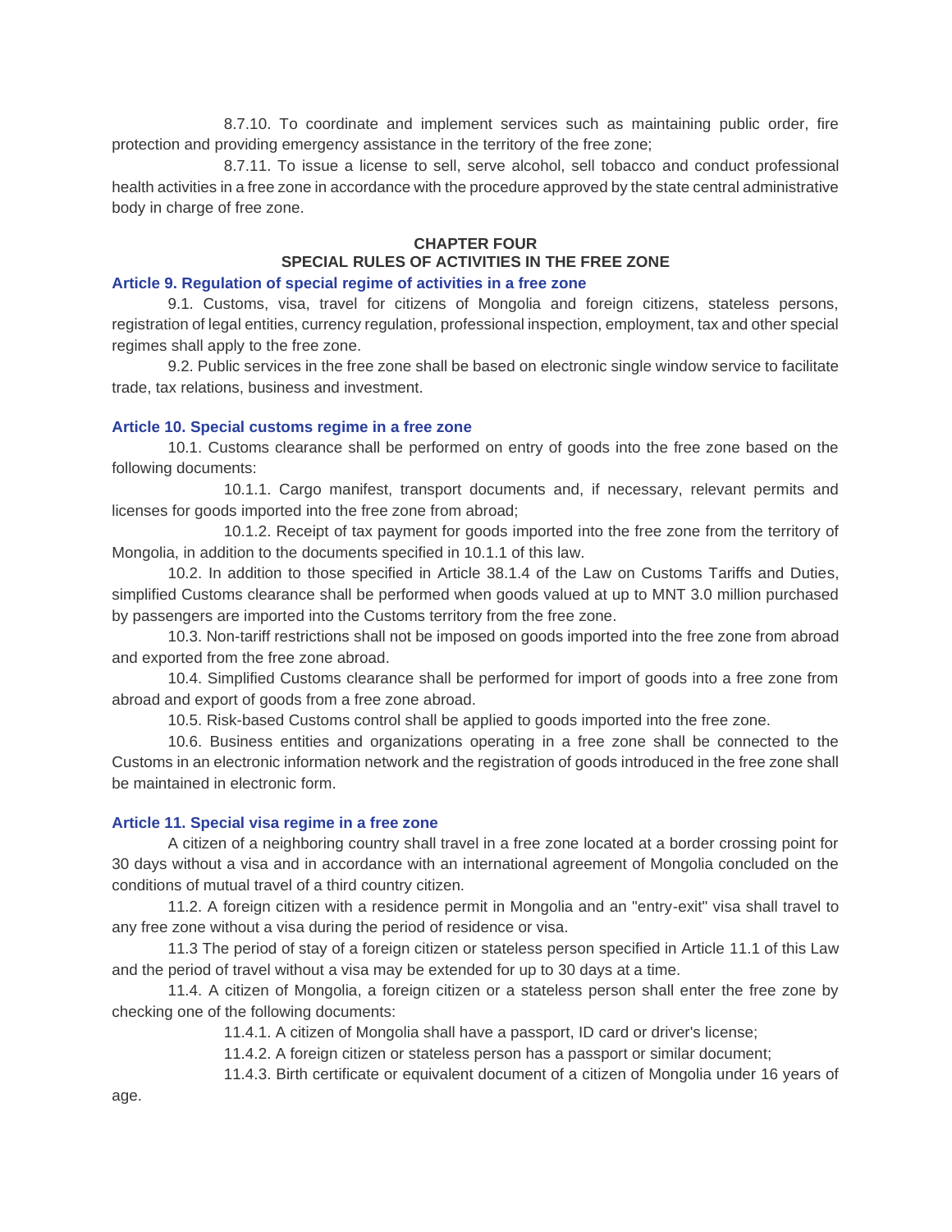8.7.10. To coordinate and implement services such as maintaining public order, fire protection and providing emergency assistance in the territory of the free zone;

8.7.11. To issue a license to sell, serve alcohol, sell tobacco and conduct professional health activities in a free zone in accordance with the procedure approved by the state central administrative body in charge of free zone.

## CHAPTER FOUR
## SPECIAL RULES OF ACTIVITIES IN THE FREE ZONE

### Article 9. Regulation of special regime of activities in a free zone

9.1. Customs, visa, travel for citizens of Mongolia and foreign citizens, stateless persons, registration of legal entities, currency regulation, professional inspection, employment, tax and other special regimes shall apply to the free zone.

9.2. Public services in the free zone shall be based on electronic single window service to facilitate trade, tax relations, business and investment.

### Article 10. Special customs regime in a free zone

10.1. Customs clearance shall be performed on entry of goods into the free zone based on the following documents:

10.1.1. Cargo manifest, transport documents and, if necessary, relevant permits and licenses for goods imported into the free zone from abroad;

10.1.2. Receipt of tax payment for goods imported into the free zone from the territory of Mongolia, in addition to the documents specified in 10.1.1 of this law.

10.2. In addition to those specified in Article 38.1.4 of the Law on Customs Tariffs and Duties, simplified Customs clearance shall be performed when goods valued at up to MNT 3.0 million purchased by passengers are imported into the Customs territory from the free zone.

10.3. Non-tariff restrictions shall not be imposed on goods imported into the free zone from abroad and exported from the free zone abroad.

10.4. Simplified Customs clearance shall be performed for import of goods into a free zone from abroad and export of goods from a free zone abroad.

10.5. Risk-based Customs control shall be applied to goods imported into the free zone.

10.6. Business entities and organizations operating in a free zone shall be connected to the Customs in an electronic information network and the registration of goods introduced in the free zone shall be maintained in electronic form.

### Article 11. Special visa regime in a free zone

A citizen of a neighboring country shall travel in a free zone located at a border crossing point for 30 days without a visa and in accordance with an international agreement of Mongolia concluded on the conditions of mutual travel of a third country citizen.

11.2. A foreign citizen with a residence permit in Mongolia and an "entry-exit" visa shall travel to any free zone without a visa during the period of residence or visa.

11.3 The period of stay of a foreign citizen or stateless person specified in Article 11.1 of this Law and the period of travel without a visa may be extended for up to 30 days at a time.

11.4. A citizen of Mongolia, a foreign citizen or a stateless person shall enter the free zone by checking one of the following documents:

11.4.1. A citizen of Mongolia shall have a passport, ID card or driver's license;

11.4.2. A foreign citizen or stateless person has a passport or similar document;

11.4.3. Birth certificate or equivalent document of a citizen of Mongolia under 16 years of age.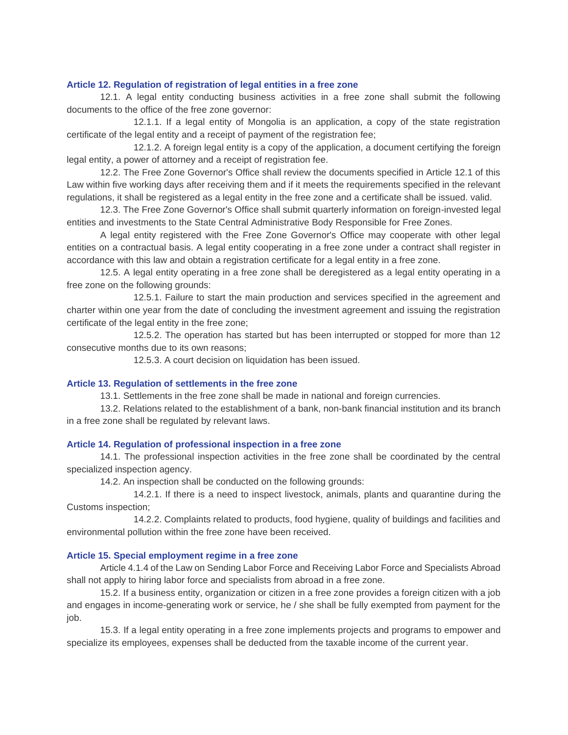### Article 12. Regulation of registration of legal entities in a free zone

12.1. A legal entity conducting business activities in a free zone shall submit the following documents to the office of the free zone governor:

12.1.1. If a legal entity of Mongolia is an application, a copy of the state registration certificate of the legal entity and a receipt of payment of the registration fee;

12.1.2. A foreign legal entity is a copy of the application, a document certifying the foreign legal entity, a power of attorney and a receipt of registration fee.

12.2. The Free Zone Governor's Office shall review the documents specified in Article 12.1 of this Law within five working days after receiving them and if it meets the requirements specified in the relevant regulations, it shall be registered as a legal entity in the free zone and a certificate shall be issued. valid.

12.3. The Free Zone Governor's Office shall submit quarterly information on foreign-invested legal entities and investments to the State Central Administrative Body Responsible for Free Zones.

A legal entity registered with the Free Zone Governor's Office may cooperate with other legal entities on a contractual basis. A legal entity cooperating in a free zone under a contract shall register in accordance with this law and obtain a registration certificate for a legal entity in a free zone.

12.5. A legal entity operating in a free zone shall be deregistered as a legal entity operating in a free zone on the following grounds:

12.5.1. Failure to start the main production and services specified in the agreement and charter within one year from the date of concluding the investment agreement and issuing the registration certificate of the legal entity in the free zone;

12.5.2. The operation has started but has been interrupted or stopped for more than 12 consecutive months due to its own reasons;

12.5.3. A court decision on liquidation has been issued.

### Article 13. Regulation of settlements in the free zone

13.1. Settlements in the free zone shall be made in national and foreign currencies.

13.2. Relations related to the establishment of a bank, non-bank financial institution and its branch in a free zone shall be regulated by relevant laws.

### Article 14. Regulation of professional inspection in a free zone

14.1. The professional inspection activities in the free zone shall be coordinated by the central specialized inspection agency.

14.2. An inspection shall be conducted on the following grounds:

14.2.1. If there is a need to inspect livestock, animals, plants and quarantine during the Customs inspection;

14.2.2. Complaints related to products, food hygiene, quality of buildings and facilities and environmental pollution within the free zone have been received.

### Article 15. Special employment regime in a free zone

Article 4.1.4 of the Law on Sending Labor Force and Receiving Labor Force and Specialists Abroad shall not apply to hiring labor force and specialists from abroad in a free zone.

15.2. If a business entity, organization or citizen in a free zone provides a foreign citizen with a job and engages in income-generating work or service, he / she shall be fully exempted from payment for the job.

15.3. If a legal entity operating in a free zone implements projects and programs to empower and specialize its employees, expenses shall be deducted from the taxable income of the current year.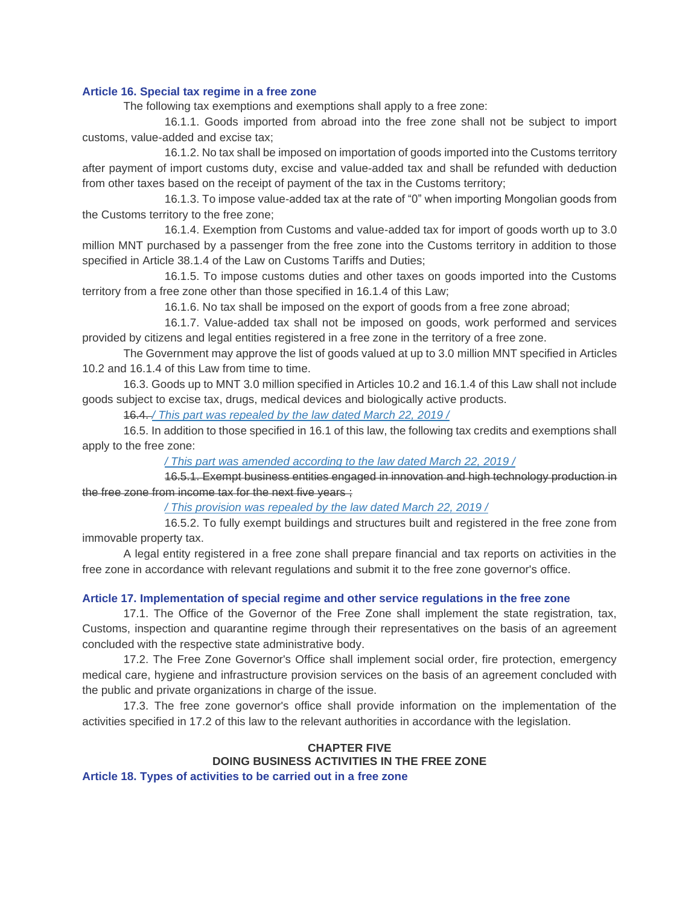### Article 16. Special tax regime in a free zone

The following tax exemptions and exemptions shall apply to a free zone:

16.1.1. Goods imported from abroad into the free zone shall not be subject to import customs, value-added and excise tax;

16.1.2. No tax shall be imposed on importation of goods imported into the Customs territory after payment of import customs duty, excise and value-added tax and shall be refunded with deduction from other taxes based on the receipt of payment of the tax in the Customs territory;

16.1.3. To impose value-added tax at the rate of "0" when importing Mongolian goods from the Customs territory to the free zone;

16.1.4. Exemption from Customs and value-added tax for import of goods worth up to 3.0 million MNT purchased by a passenger from the free zone into the Customs territory in addition to those specified in Article 38.1.4 of the Law on Customs Tariffs and Duties;

16.1.5. To impose customs duties and other taxes on goods imported into the Customs territory from a free zone other than those specified in 16.1.4 of this Law;

16.1.6. No tax shall be imposed on the export of goods from a free zone abroad;

16.1.7. Value-added tax shall not be imposed on goods, work performed and services provided by citizens and legal entities registered in a free zone in the territory of a free zone.

The Government may approve the list of goods valued at up to 3.0 million MNT specified in Articles 10.2 and 16.1.4 of this Law from time to time.

16.3. Goods up to MNT 3.0 million specified in Articles 10.2 and 16.1.4 of this Law shall not include goods subject to excise tax, drugs, medical devices and biologically active products.

~~16.4.~~ */ This part was repealed by the law dated March 22, 2019 /*

16.5. In addition to those specified in 16.1 of this law, the following tax credits and exemptions shall apply to the free zone:

*/ This part was amended according to the law dated March 22, 2019 /*

~~16.5.1. Exempt business entities engaged in innovation and high technology production in the free zone from income tax for the next five years ;~~

*/ This provision was repealed by the law dated March 22, 2019 /*

16.5.2. To fully exempt buildings and structures built and registered in the free zone from immovable property tax.

A legal entity registered in a free zone shall prepare financial and tax reports on activities in the free zone in accordance with relevant regulations and submit it to the free zone governor's office.

### Article 17. Implementation of special regime and other service regulations in the free zone

17.1. The Office of the Governor of the Free Zone shall implement the state registration, tax, Customs, inspection and quarantine regime through their representatives on the basis of an agreement concluded with the respective state administrative body.

17.2. The Free Zone Governor's Office shall implement social order, fire protection, emergency medical care, hygiene and infrastructure provision services on the basis of an agreement concluded with the public and private organizations in charge of the issue.

17.3. The free zone governor's office shall provide information on the implementation of the activities specified in 17.2 of this law to the relevant authorities in accordance with the legislation.

## CHAPTER FIVE
## DOING BUSINESS ACTIVITIES IN THE FREE ZONE

### Article 18. Types of activities to be carried out in a free zone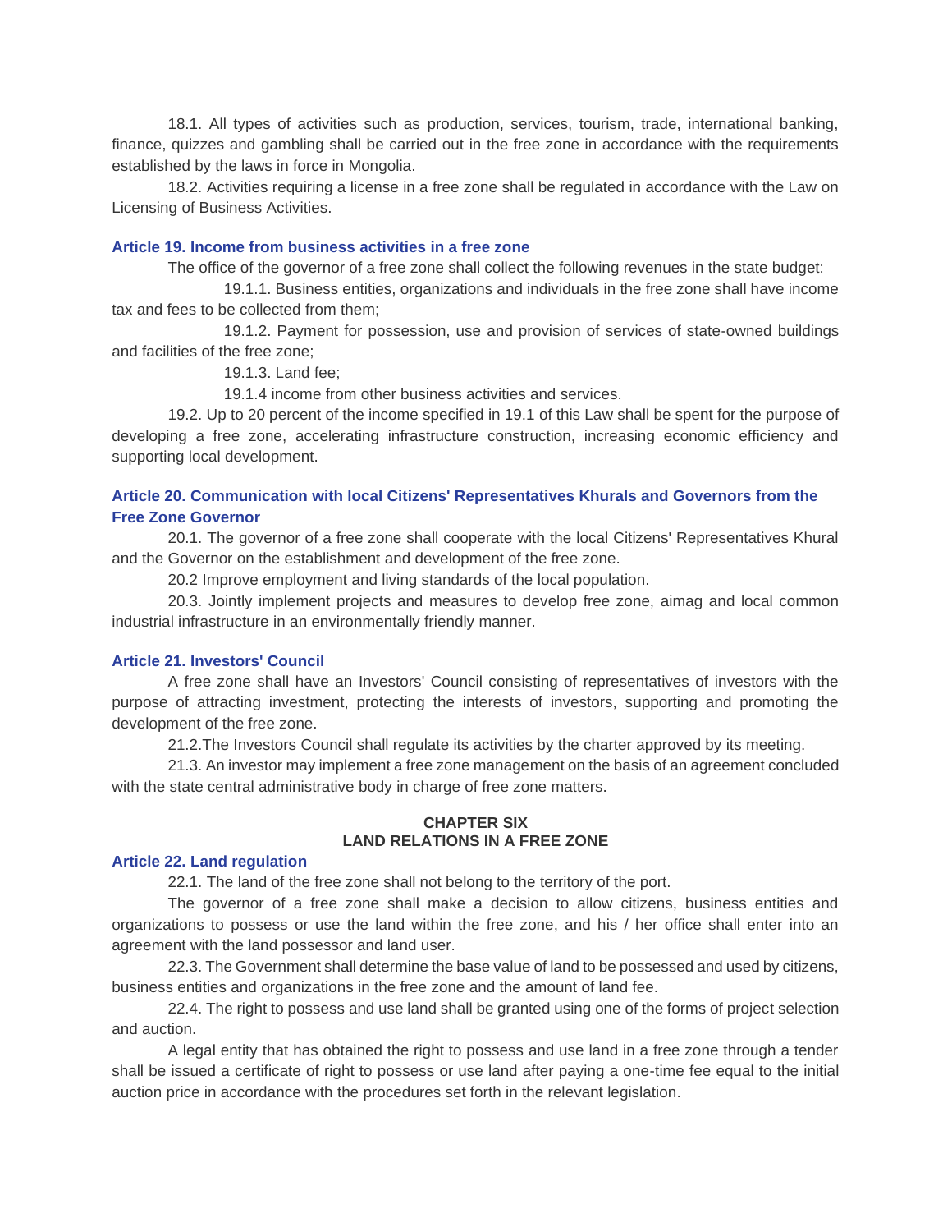18.1. All types of activities such as production, services, tourism, trade, international banking, finance, quizzes and gambling shall be carried out in the free zone in accordance with the requirements established by the laws in force in Mongolia.

18.2. Activities requiring a license in a free zone shall be regulated in accordance with the Law on Licensing of Business Activities.

### Article 19. Income from business activities in a free zone

The office of the governor of a free zone shall collect the following revenues in the state budget:

19.1.1. Business entities, organizations and individuals in the free zone shall have income tax and fees to be collected from them;

19.1.2. Payment for possession, use and provision of services of state-owned buildings and facilities of the free zone;

19.1.3. Land fee;

19.1.4 income from other business activities and services.

19.2. Up to 20 percent of the income specified in 19.1 of this Law shall be spent for the purpose of developing a free zone, accelerating infrastructure construction, increasing economic efficiency and supporting local development.

### Article 20. Communication with local Citizens' Representatives Khurals and Governors from the Free Zone Governor

20.1. The governor of a free zone shall cooperate with the local Citizens' Representatives Khural and the Governor on the establishment and development of the free zone.

20.2 Improve employment and living standards of the local population.

20.3. Jointly implement projects and measures to develop free zone, aimag and local common industrial infrastructure in an environmentally friendly manner.

### Article 21. Investors' Council

A free zone shall have an Investors' Council consisting of representatives of investors with the purpose of attracting investment, protecting the interests of investors, supporting and promoting the development of the free zone.

21.2.The Investors Council shall regulate its activities by the charter approved by its meeting.

21.3. An investor may implement a free zone management on the basis of an agreement concluded with the state central administrative body in charge of free zone matters.

## CHAPTER SIX
## LAND RELATIONS IN A FREE ZONE

### Article 22. Land regulation

22.1. The land of the free zone shall not belong to the territory of the port.

The governor of a free zone shall make a decision to allow citizens, business entities and organizations to possess or use the land within the free zone, and his / her office shall enter into an agreement with the land possessor and land user.

22.3. The Government shall determine the base value of land to be possessed and used by citizens, business entities and organizations in the free zone and the amount of land fee.

22.4. The right to possess and use land shall be granted using one of the forms of project selection and auction.

A legal entity that has obtained the right to possess and use land in a free zone through a tender shall be issued a certificate of right to possess or use land after paying a one-time fee equal to the initial auction price in accordance with the procedures set forth in the relevant legislation.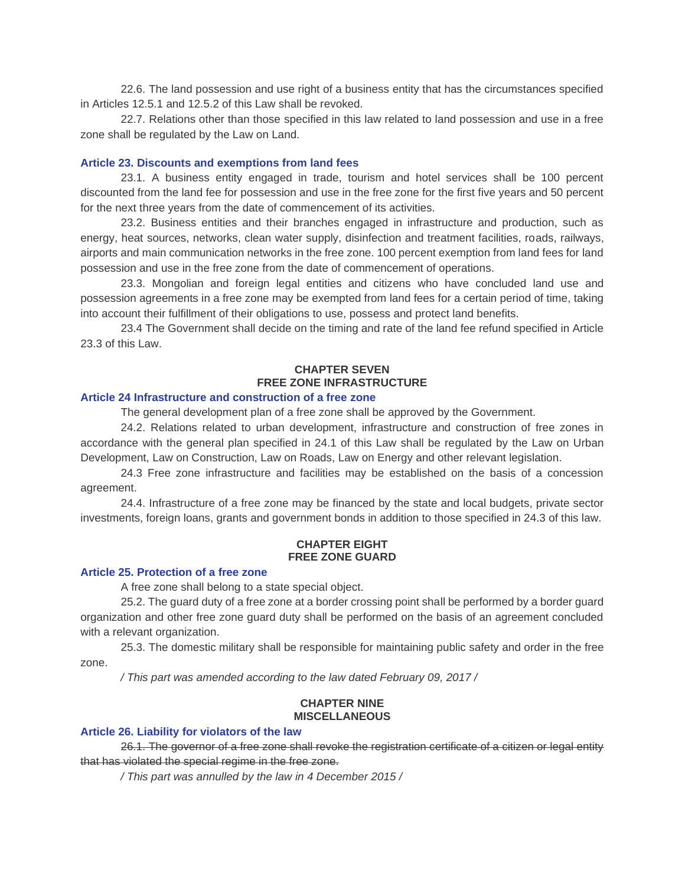22.6. The land possession and use right of a business entity that has the circumstances specified in Articles 12.5.1 and 12.5.2 of this Law shall be revoked.

22.7. Relations other than those specified in this law related to land possession and use in a free zone shall be regulated by the Law on Land.

### Article 23. Discounts and exemptions from land fees

23.1. A business entity engaged in trade, tourism and hotel services shall be 100 percent discounted from the land fee for possession and use in the free zone for the first five years and 50 percent for the next three years from the date of commencement of its activities.

23.2. Business entities and their branches engaged in infrastructure and production, such as energy, heat sources, networks, clean water supply, disinfection and treatment facilities, roads, railways, airports and main communication networks in the free zone. 100 percent exemption from land fees for land possession and use in the free zone from the date of commencement of operations.

23.3. Mongolian and foreign legal entities and citizens who have concluded land use and possession agreements in a free zone may be exempted from land fees for a certain period of time, taking into account their fulfillment of their obligations to use, possess and protect land benefits.

23.4 The Government shall decide on the timing and rate of the land fee refund specified in Article 23.3 of this Law.

## CHAPTER SEVEN
## FREE ZONE INFRASTRUCTURE

### Article 24 Infrastructure and construction of a free zone

The general development plan of a free zone shall be approved by the Government.

24.2. Relations related to urban development, infrastructure and construction of free zones in accordance with the general plan specified in 24.1 of this Law shall be regulated by the Law on Urban Development, Law on Construction, Law on Roads, Law on Energy and other relevant legislation.

24.3 Free zone infrastructure and facilities may be established on the basis of a concession agreement.

24.4. Infrastructure of a free zone may be financed by the state and local budgets, private sector investments, foreign loans, grants and government bonds in addition to those specified in 24.3 of this law.

## CHAPTER EIGHT
## FREE ZONE GUARD

### Article 25. Protection of a free zone

A free zone shall belong to a state special object.

25.2. The guard duty of a free zone at a border crossing point shall be performed by a border guard organization and other free zone guard duty shall be performed on the basis of an agreement concluded with a relevant organization.

25.3. The domestic military shall be responsible for maintaining public safety and order in the free zone.

*/ This part was amended according to the law dated February 09, 2017 /*

## CHAPTER NINE
## MISCELLANEOUS

### Article 26. Liability for violators of the law

~~26.1. The governor of a free zone shall revoke the registration certificate of a citizen or legal entity that has violated the special regime in the free zone.~~

*/ This part was annulled by the law in 4 December 2015 /*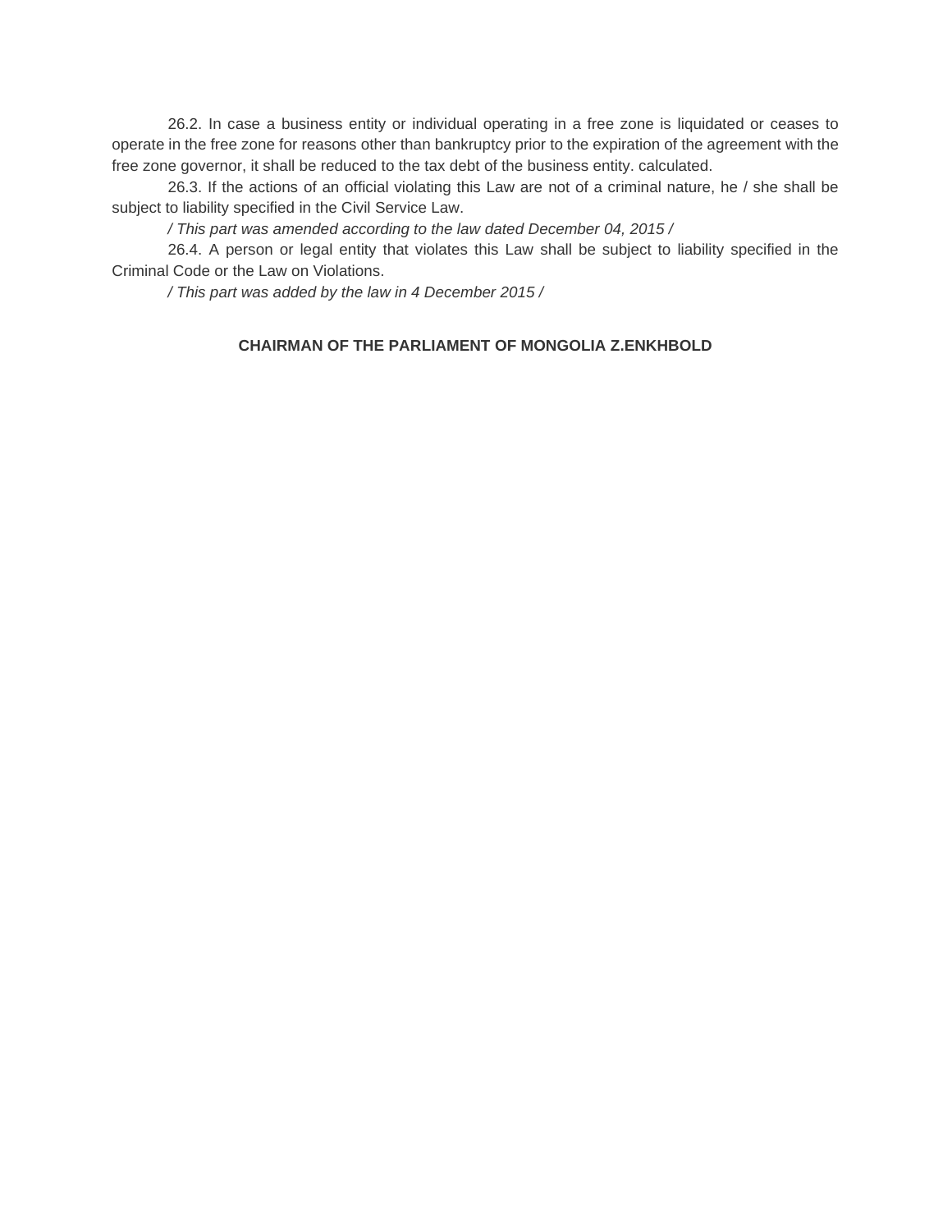26.2. In case a business entity or individual operating in a free zone is liquidated or ceases to operate in the free zone for reasons other than bankruptcy prior to the expiration of the agreement with the free zone governor, it shall be reduced to the tax debt of the business entity. calculated.

26.3. If the actions of an official violating this Law are not of a criminal nature, he / she shall be subject to liability specified in the Civil Service Law.

*/ This part was amended according to the law dated December 04, 2015 /*

26.4. A person or legal entity that violates this Law shall be subject to liability specified in the Criminal Code or the Law on Violations.

*/ This part was added by the law in 4 December 2015 /*

**CHAIRMAN OF THE PARLIAMENT OF MONGOLIA Z.ENKHBOLD**